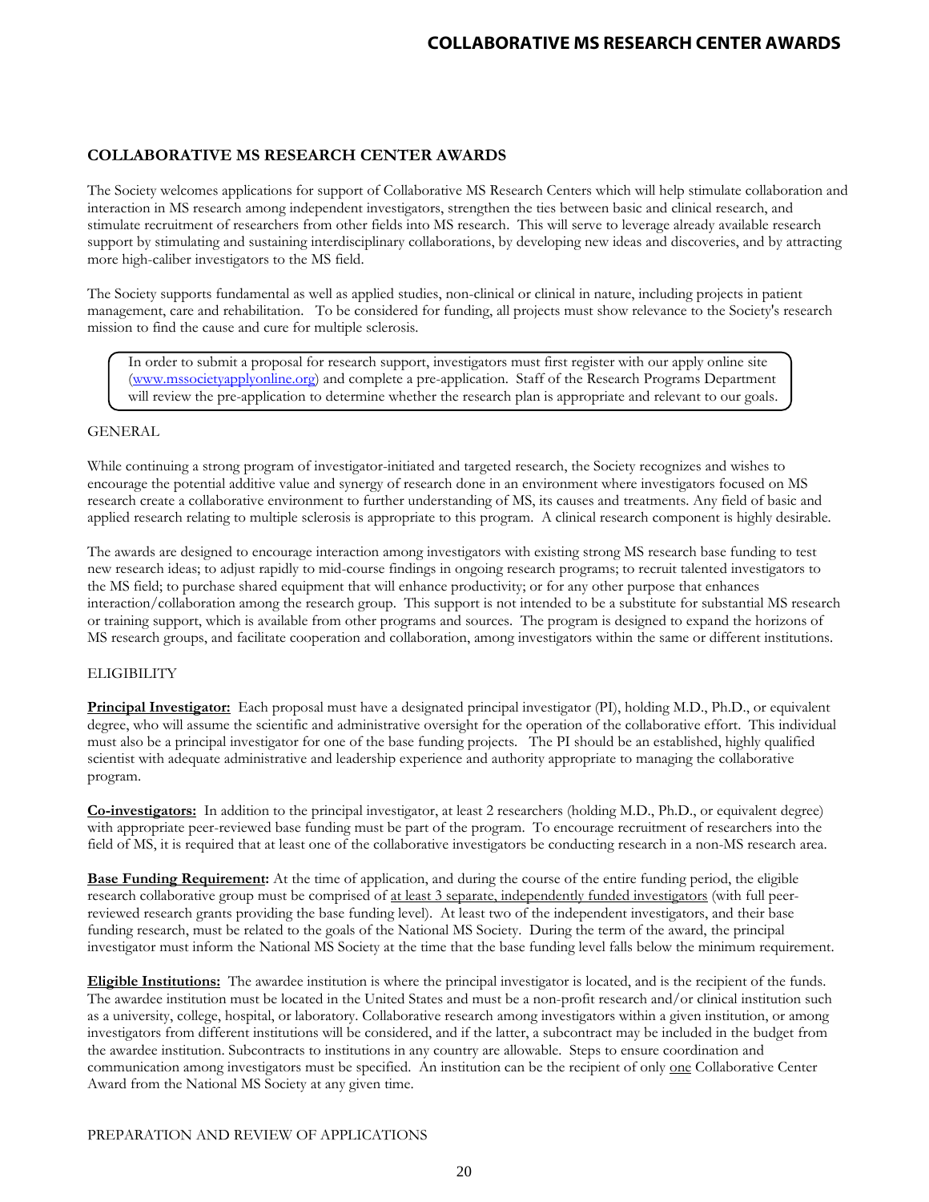## COLLABORATIVE MS RESEARCH CENTER AWARDS

The Society welcomes applications for support of Collaborative MS Research Centers which will help stimulate collaboration and interaction in MS research among independent investigators, strengthen the ties between basic and clinical research, and stimulate recruitment of researchers from other fields into MS research. This will serve to leverage already available research support by stimulating and sustaining interdisciplinary collaborations, by developing new ideas and discoveries, and by attracting more high-caliber investigators to the MS field.

The Society supports fundamental as well as applied studies, non-clinical or clinical in nature, including projects in patient management, care and rehabilitation. To be considered for funding, all projects must show relevance to the Society's research mission to find the cause and cure for multiple sclerosis.

> In order to submit a proposal for research support, investigators must first register with our apply online site (www.mssocietyapplyonline.org) and complete a pre-application. Staff of the Research Programs Department will review the pre-application to determine whether the research plan is appropriate and relevant to our goals.

### GENERAL

While continuing a strong program of investigator-initiated and targeted research, the Society recognizes and wishes to encourage the potential additive value and synergy of research done in an environment where investigators focused on MS research create a collaborative environment to further understanding of MS, its causes and treatments. Any field of basic and applied research relating to multiple sclerosis is appropriate to this program. A clinical research component is highly desirable.

The awards are designed to encourage interaction among investigators with existing strong MS research base funding to test new research ideas; to adjust rapidly to mid-course findings in ongoing research programs; to recruit talented investigators to the MS field; to purchase shared equipment that will enhance productivity; or for any other purpose that enhances interaction/collaboration among the research group. This support is not intended to be a substitute for substantial MS research or training support, which is available from other programs and sources. The program is designed to expand the horizons of MS research groups, and facilitate cooperation and collaboration, among investigators within the same or different institutions.

### ELIGIBILITY

**Principal Investigator:** Each proposal must have a designated principal investigator (PI), holding M.D., Ph.D., or equivalent degree, who will assume the scientific and administrative oversight for the operation of the collaborative effort. This individual must also be a principal investigator for one of the base funding projects. The PI should be an established, highly qualified scientist with adequate administrative and leadership experience and authority appropriate to managing the collaborative program.

**Co-investigators:** In addition to the principal investigator, at least 2 researchers (holding M.D., Ph.D., or equivalent degree) with appropriate peer-reviewed base funding must be part of the program. To encourage recruitment of researchers into the field of MS, it is required that at least one of the collaborative investigators be conducting research in a non-MS research area.

**Base Funding Requirement:** At the time of application, and during the course of the entire funding period, the eligible research collaborative group must be comprised of at least 3 separate, independently funded investigators (with full peer-reviewed research grants providing the base funding level). At least two of the independent investigators, and their base funding research, must be related to the goals of the National MS Society. During the term of the award, the principal investigator must inform the National MS Society at the time that the base funding level falls below the minimum requirement.

**Eligible Institutions:** The awardee institution is where the principal investigator is located, and is the recipient of the funds. The awardee institution must be located in the United States and must be a non-profit research and/or clinical institution such as a university, college, hospital, or laboratory. Collaborative research among investigators within a given institution, or among investigators from different institutions will be considered, and if the latter, a subcontract may be included in the budget from the awardee institution. Subcontracts to institutions in any country are allowable. Steps to ensure coordination and communication among investigators must be specified. An institution can be the recipient of only one Collaborative Center Award from the National MS Society at any given time.

### PREPARATION AND REVIEW OF APPLICATIONS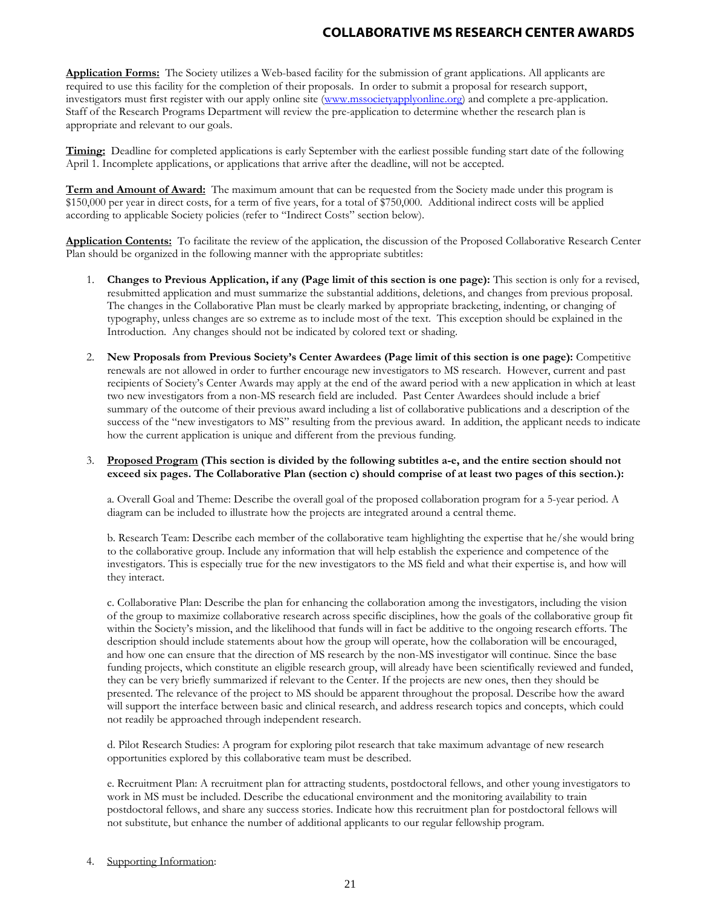**Application Forms:** The Society utilizes a Web-based facility for the submission of grant applications. All applicants are required to use this facility for the completion of their proposals. In order to submit a proposal for research support, investigators must first register with our apply online site (www.mssocietyapplyonline.org) and complete a pre-application. Staff of the Research Programs Department will review the pre-application to determine whether the research plan is appropriate and relevant to our goals.

**Timing:** Deadline for completed applications is early September with the earliest possible funding start date of the following April 1. Incomplete applications, or applications that arrive after the deadline, will not be accepted.

**Term and Amount of Award:** The maximum amount that can be requested from the Society made under this program is $150,000 per year in direct costs, for a term of five years, for a total of $750,000. Additional indirect costs will be applied according to applicable Society policies (refer to "Indirect Costs" section below).

**Application Contents:** To facilitate the review of the application, the discussion of the Proposed Collaborative Research Center Plan should be organized in the following manner with the appropriate subtitles:

1. **Changes to Previous Application, if any (Page limit of this section is one page):** This section is only for a revised, resubmitted application and must summarize the substantial additions, deletions, and changes from previous proposal. The changes in the Collaborative Plan must be clearly marked by appropriate bracketing, indenting, or changing of typography, unless changes are so extreme as to include most of the text. This exception should be explained in the Introduction. Any changes should not be indicated by colored text or shading.

2. **New Proposals from Previous Society's Center Awardees (Page limit of this section is one page):** Competitive renewals are not allowed in order to further encourage new investigators to MS research. However, current and past recipients of Society's Center Awards may apply at the end of the award period with a new application in which at least two new investigators from a non-MS research field are included. Past Center Awardees should include a brief summary of the outcome of their previous award including a list of collaborative publications and a description of the success of the "new investigators to MS" resulting from the previous award. In addition, the applicant needs to indicate how the current application is unique and different from the previous funding.

3. **Proposed Program (This section is divided by the following subtitles a-e, and the entire section should not exceed six pages. The Collaborative Plan (section c) should comprise of at least two pages of this section.):**

   a. Overall Goal and Theme: Describe the overall goal of the proposed collaboration program for a 5-year period. A diagram can be included to illustrate how the projects are integrated around a central theme.

   b. Research Team: Describe each member of the collaborative team highlighting the expertise that he/she would bring to the collaborative group. Include any information that will help establish the experience and competence of the investigators. This is especially true for the new investigators to the MS field and what their expertise is, and how will they interact.

   c. Collaborative Plan: Describe the plan for enhancing the collaboration among the investigators, including the vision of the group to maximize collaborative research across specific disciplines, how the goals of the collaborative group fit within the Society's mission, and the likelihood that funds will in fact be additive to the ongoing research efforts. The description should include statements about how the group will operate, how the collaboration will be encouraged, and how one can ensure that the direction of MS research by the non-MS investigator will continue. Since the base funding projects, which constitute an eligible research group, will already have been scientifically reviewed and funded, they can be very briefly summarized if relevant to the Center. If the projects are new ones, then they should be presented. The relevance of the project to MS should be apparent throughout the proposal. Describe how the award will support the interface between basic and clinical research, and address research topics and concepts, which could not readily be approached through independent research.

   d. Pilot Research Studies: A program for exploring pilot research that take maximum advantage of new research opportunities explored by this collaborative team must be described.

   e. Recruitment Plan: A recruitment plan for attracting students, postdoctoral fellows, and other young investigators to work in MS must be included. Describe the educational environment and the monitoring availability to train postdoctoral fellows, and share any success stories. Indicate how this recruitment plan for postdoctoral fellows will not substitute, but enhance the number of additional applicants to our regular fellowship program.

4. Supporting Information: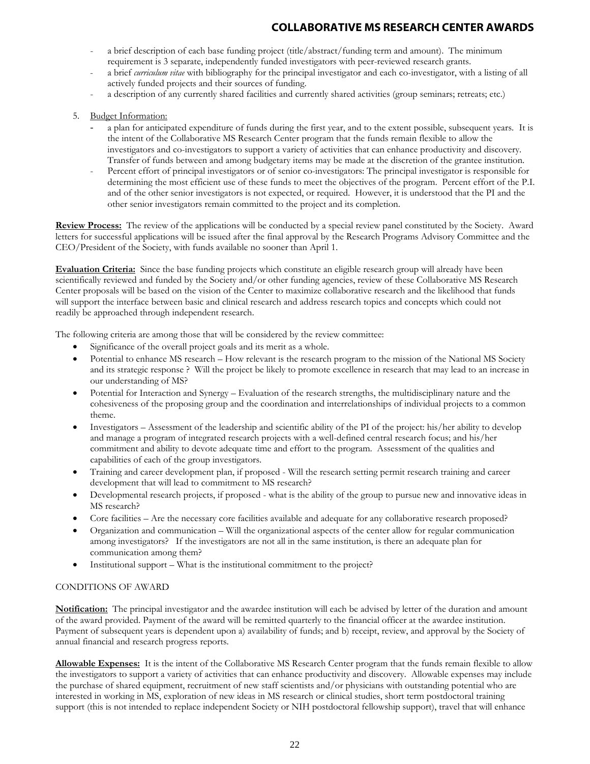- a brief description of each base funding project (title/abstract/funding term and amount). The minimum requirement is 3 separate, independently funded investigators with peer-reviewed research grants.
- a brief *curriculum vitae* with bibliography for the principal investigator and each co-investigator, with a listing of all actively funded projects and their sources of funding.
- a description of any currently shared facilities and currently shared activities (group seminars; retreats; etc.)

5. Budget Information:
   - a plan for anticipated expenditure of funds during the first year, and to the extent possible, subsequent years. It is the intent of the Collaborative MS Research Center program that the funds remain flexible to allow the investigators and co-investigators to support a variety of activities that can enhance productivity and discovery. Transfer of funds between and among budgetary items may be made at the discretion of the grantee institution.
   - Percent effort of principal investigators or of senior co-investigators: The principal investigator is responsible for determining the most efficient use of these funds to meet the objectives of the program. Percent effort of the P.I. and of the other senior investigators is not expected, or required. However, it is understood that the PI and the other senior investigators remain committed to the project and its completion.

**Review Process:** The review of the applications will be conducted by a special review panel constituted by the Society. Award letters for successful applications will be issued after the final approval by the Research Programs Advisory Committee and the CEO/President of the Society, with funds available no sooner than April 1.

**Evaluation Criteria:** Since the base funding projects which constitute an eligible research group will already have been scientifically reviewed and funded by the Society and/or other funding agencies, review of these Collaborative MS Research Center proposals will be based on the vision of the Center to maximize collaborative research and the likelihood that funds will support the interface between basic and clinical research and address research topics and concepts which could not readily be approached through independent research.

The following criteria are among those that will be considered by the review committee:

- Significance of the overall project goals and its merit as a whole.
- Potential to enhance MS research – How relevant is the research program to the mission of the National MS Society and its strategic response ? Will the project be likely to promote excellence in research that may lead to an increase in our understanding of MS?
- Potential for Interaction and Synergy – Evaluation of the research strengths, the multidisciplinary nature and the cohesiveness of the proposing group and the coordination and interrelationships of individual projects to a common theme.
- Investigators – Assessment of the leadership and scientific ability of the PI of the project: his/her ability to develop and manage a program of integrated research projects with a well-defined central research focus; and his/her commitment and ability to devote adequate time and effort to the program. Assessment of the qualities and capabilities of each of the group investigators.
- Training and career development plan, if proposed - Will the research setting permit research training and career development that will lead to commitment to MS research?
- Developmental research projects, if proposed - what is the ability of the group to pursue new and innovative ideas in MS research?
- Core facilities – Are the necessary core facilities available and adequate for any collaborative research proposed?
- Organization and communication – Will the organizational aspects of the center allow for regular communication among investigators? If the investigators are not all in the same institution, is there an adequate plan for communication among them?
- Institutional support – What is the institutional commitment to the project?

## CONDITIONS OF AWARD

**Notification:** The principal investigator and the awardee institution will each be advised by letter of the duration and amount of the award provided. Payment of the award will be remitted quarterly to the financial officer at the awardee institution. Payment of subsequent years is dependent upon a) availability of funds; and b) receipt, review, and approval by the Society of annual financial and research progress reports.

**Allowable Expenses:** It is the intent of the Collaborative MS Research Center program that the funds remain flexible to allow the investigators to support a variety of activities that can enhance productivity and discovery. Allowable expenses may include the purchase of shared equipment, recruitment of new staff scientists and/or physicians with outstanding potential who are interested in working in MS, exploration of new ideas in MS research or clinical studies, short term postdoctoral training support (this is not intended to replace independent Society or NIH postdoctoral fellowship support), travel that will enhance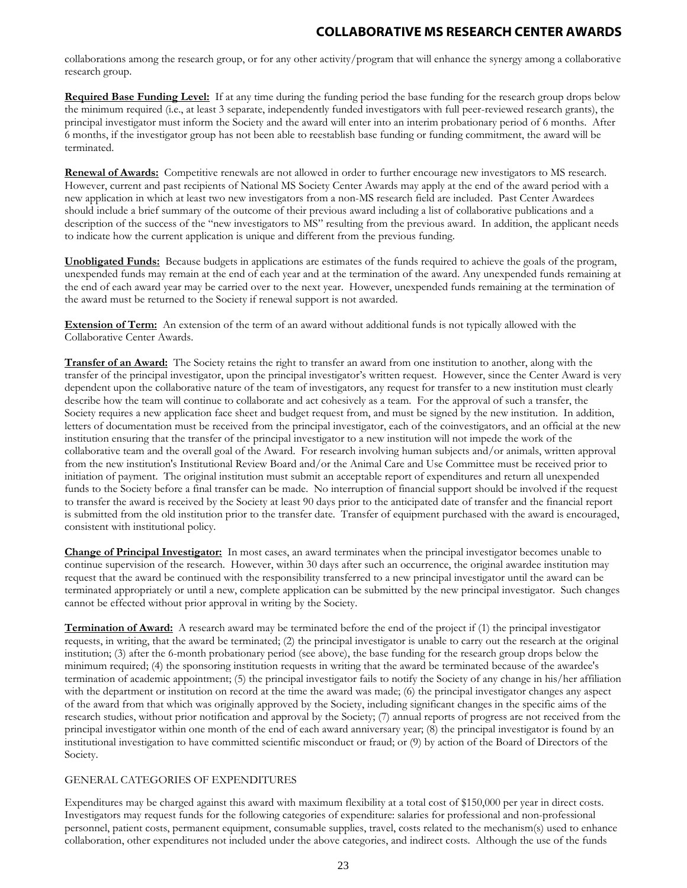collaborations among the research group, or for any other activity/program that will enhance the synergy among a collaborative research group.

**Required Base Funding Level:** If at any time during the funding period the base funding for the research group drops below the minimum required (i.e., at least 3 separate, independently funded investigators with full peer-reviewed research grants), the principal investigator must inform the Society and the award will enter into an interim probationary period of 6 months. After 6 months, if the investigator group has not been able to reestablish base funding or funding commitment, the award will be terminated.

**Renewal of Awards:** Competitive renewals are not allowed in order to further encourage new investigators to MS research. However, current and past recipients of National MS Society Center Awards may apply at the end of the award period with a new application in which at least two new investigators from a non-MS research field are included. Past Center Awardees should include a brief summary of the outcome of their previous award including a list of collaborative publications and a description of the success of the "new investigators to MS" resulting from the previous award. In addition, the applicant needs to indicate how the current application is unique and different from the previous funding.

**Unobligated Funds:** Because budgets in applications are estimates of the funds required to achieve the goals of the program, unexpended funds may remain at the end of each year and at the termination of the award. Any unexpended funds remaining at the end of each award year may be carried over to the next year. However, unexpended funds remaining at the termination of the award must be returned to the Society if renewal support is not awarded.

**Extension of Term:** An extension of the term of an award without additional funds is not typically allowed with the Collaborative Center Awards.

**Transfer of an Award:** The Society retains the right to transfer an award from one institution to another, along with the transfer of the principal investigator, upon the principal investigator's written request. However, since the Center Award is very dependent upon the collaborative nature of the team of investigators, any request for transfer to a new institution must clearly describe how the team will continue to collaborate and act cohesively as a team. For the approval of such a transfer, the Society requires a new application face sheet and budget request from, and must be signed by the new institution. In addition, letters of documentation must be received from the principal investigator, each of the coinvestigators, and an official at the new institution ensuring that the transfer of the principal investigator to a new institution will not impede the work of the collaborative team and the overall goal of the Award. For research involving human subjects and/or animals, written approval from the new institution's Institutional Review Board and/or the Animal Care and Use Committee must be received prior to initiation of payment. The original institution must submit an acceptable report of expenditures and return all unexpended funds to the Society before a final transfer can be made. No interruption of financial support should be involved if the request to transfer the award is received by the Society at least 90 days prior to the anticipated date of transfer and the financial report is submitted from the old institution prior to the transfer date. Transfer of equipment purchased with the award is encouraged, consistent with institutional policy.

**Change of Principal Investigator:** In most cases, an award terminates when the principal investigator becomes unable to continue supervision of the research. However, within 30 days after such an occurrence, the original awardee institution may request that the award be continued with the responsibility transferred to a new principal investigator until the award can be terminated appropriately or until a new, complete application can be submitted by the new principal investigator. Such changes cannot be effected without prior approval in writing by the Society.

**Termination of Award:** A research award may be terminated before the end of the project if (1) the principal investigator requests, in writing, that the award be terminated; (2) the principal investigator is unable to carry out the research at the original institution; (3) after the 6-month probationary period (see above), the base funding for the research group drops below the minimum required; (4) the sponsoring institution requests in writing that the award be terminated because of the awardee's termination of academic appointment; (5) the principal investigator fails to notify the Society of any change in his/her affiliation with the department or institution on record at the time the award was made; (6) the principal investigator changes any aspect of the award from that which was originally approved by the Society, including significant changes in the specific aims of the research studies, without prior notification and approval by the Society; (7) annual reports of progress are not received from the principal investigator within one month of the end of each award anniversary year; (8) the principal investigator is found by an institutional investigation to have committed scientific misconduct or fraud; or (9) by action of the Board of Directors of the Society.

GENERAL CATEGORIES OF EXPENDITURES

Expenditures may be charged against this award with maximum flexibility at a total cost of $150,000 per year in direct costs. Investigators may request funds for the following categories of expenditure: salaries for professional and non-professional personnel, patient costs, permanent equipment, consumable supplies, travel, costs related to the mechanism(s) used to enhance collaboration, other expenditures not included under the above categories, and indirect costs. Although the use of the funds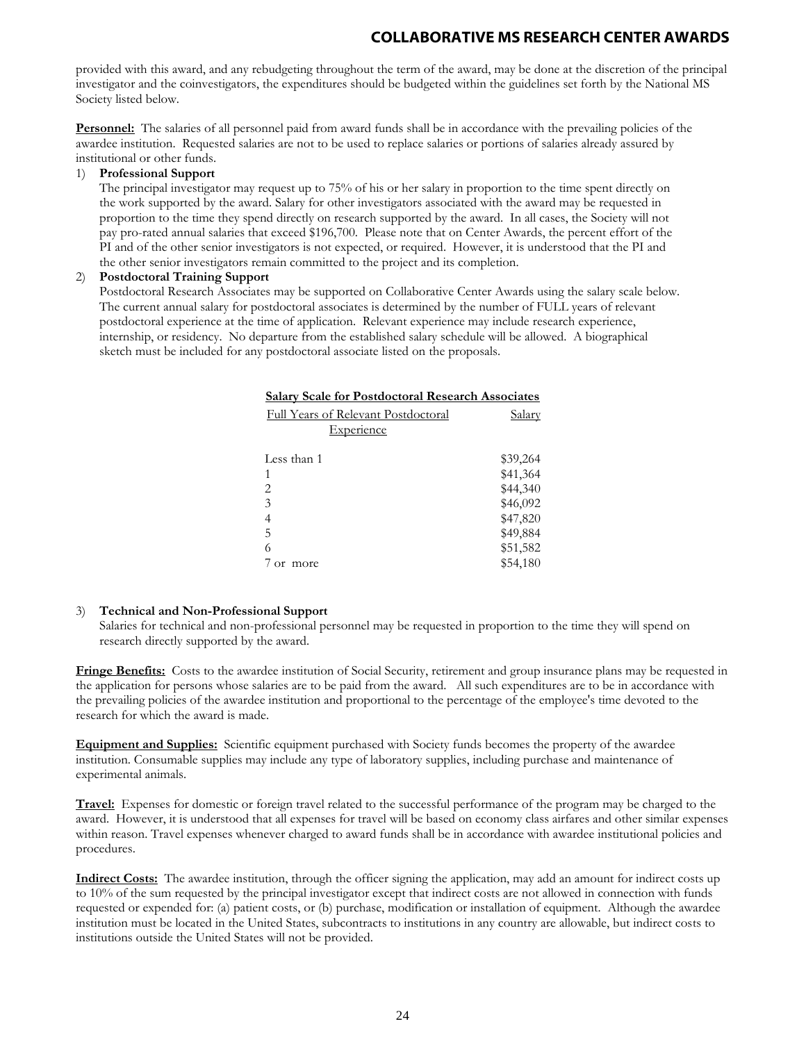provided with this award, and any rebudgeting throughout the term of the award, may be done at the discretion of the principal investigator and the coinvestigators, the expenditures should be budgeted within the guidelines set forth by the National MS Society listed below.

**Personnel:** The salaries of all personnel paid from award funds shall be in accordance with the prevailing policies of the awardee institution. Requested salaries are not to be used to replace salaries or portions of salaries already assured by institutional or other funds.

1) **Professional Support**
   The principal investigator may request up to 75% of his or her salary in proportion to the time spent directly on the work supported by the award. Salary for other investigators associated with the award may be requested in proportion to the time they spend directly on research supported by the award. In all cases, the Society will not pay pro-rated annual salaries that exceed $196,700. Please note that on Center Awards, the percent effort of the PI and of the other senior investigators is not expected, or required. However, it is understood that the PI and the other senior investigators remain committed to the project and its completion.

2) **Postdoctoral Training Support**
   Postdoctoral Research Associates may be supported on Collaborative Center Awards using the salary scale below. The current annual salary for postdoctoral associates is determined by the number of FULL years of relevant postdoctoral experience at the time of application. Relevant experience may include research experience, internship, or residency. No departure from the established salary schedule will be allowed. A biographical sketch must be included for any postdoctoral associate listed on the proposals.

**Salary Scale for Postdoctoral Research Associates**

| Full Years of Relevant Postdoctoral Experience | Salary |
|---|---|
| Less than 1 | $39,264 |
| 1 | $41,364 |
| 2 | $44,340 |
| 3 | $46,092 |
| 4 | $47,820 |
| 5 | $49,884 |
| 6 | $51,582 |
| 7 or more | $54,180 |

3) **Technical and Non-Professional Support**
   Salaries for technical and non-professional personnel may be requested in proportion to the time they will spend on research directly supported by the award.

**Fringe Benefits:** Costs to the awardee institution of Social Security, retirement and group insurance plans may be requested in the application for persons whose salaries are to be paid from the award. All such expenditures are to be in accordance with the prevailing policies of the awardee institution and proportional to the percentage of the employee's time devoted to the research for which the award is made.

**Equipment and Supplies:** Scientific equipment purchased with Society funds becomes the property of the awardee institution. Consumable supplies may include any type of laboratory supplies, including purchase and maintenance of experimental animals.

**Travel:** Expenses for domestic or foreign travel related to the successful performance of the program may be charged to the award. However, it is understood that all expenses for travel will be based on economy class airfares and other similar expenses within reason. Travel expenses whenever charged to award funds shall be in accordance with awardee institutional policies and procedures.

**Indirect Costs:** The awardee institution, through the officer signing the application, may add an amount for indirect costs up to 10% of the sum requested by the principal investigator except that indirect costs are not allowed in connection with funds requested or expended for: (a) patient costs, or (b) purchase, modification or installation of equipment. Although the awardee institution must be located in the United States, subcontracts to institutions in any country are allowable, but indirect costs to institutions outside the United States will not be provided.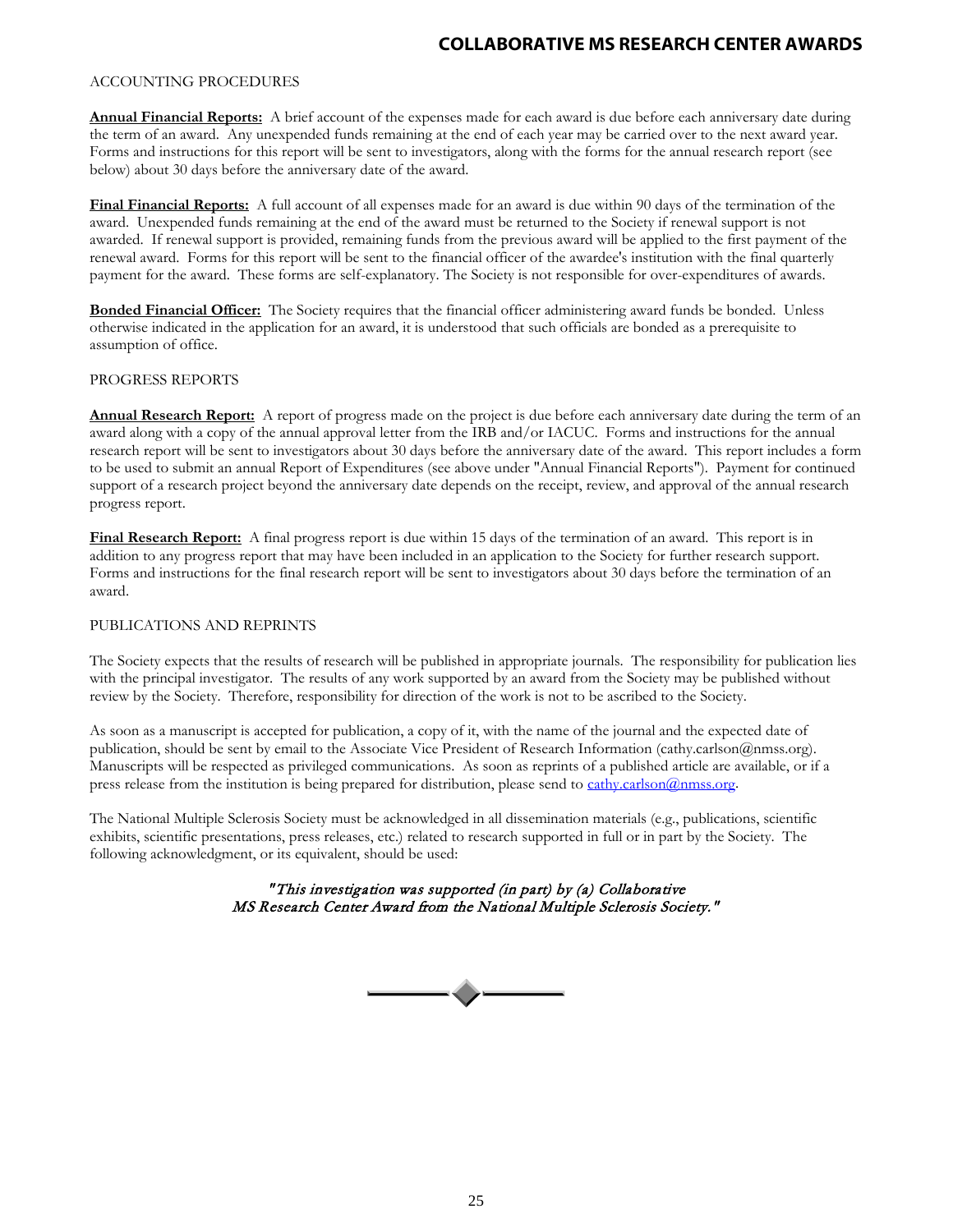ACCOUNTING PROCEDURES

**Annual Financial Reports:** A brief account of the expenses made for each award is due before each anniversary date during the term of an award. Any unexpended funds remaining at the end of each year may be carried over to the next award year. Forms and instructions for this report will be sent to investigators, along with the forms for the annual research report (see below) about 30 days before the anniversary date of the award.

**Final Financial Reports:** A full account of all expenses made for an award is due within 90 days of the termination of the award. Unexpended funds remaining at the end of the award must be returned to the Society if renewal support is not awarded. If renewal support is provided, remaining funds from the previous award will be applied to the first payment of the renewal award. Forms for this report will be sent to the financial officer of the awardee's institution with the final quarterly payment for the award. These forms are self-explanatory. The Society is not responsible for over-expenditures of awards.

**Bonded Financial Officer:** The Society requires that the financial officer administering award funds be bonded. Unless otherwise indicated in the application for an award, it is understood that such officials are bonded as a prerequisite to assumption of office.

PROGRESS REPORTS

**Annual Research Report:** A report of progress made on the project is due before each anniversary date during the term of an award along with a copy of the annual approval letter from the IRB and/or IACUC. Forms and instructions for the annual research report will be sent to investigators about 30 days before the anniversary date of the award. This report includes a form to be used to submit an annual Report of Expenditures (see above under "Annual Financial Reports"). Payment for continued support of a research project beyond the anniversary date depends on the receipt, review, and approval of the annual research progress report.

**Final Research Report:** A final progress report is due within 15 days of the termination of an award. This report is in addition to any progress report that may have been included in an application to the Society for further research support. Forms and instructions for the final research report will be sent to investigators about 30 days before the termination of an award.

PUBLICATIONS AND REPRINTS

The Society expects that the results of research will be published in appropriate journals. The responsibility for publication lies with the principal investigator. The results of any work supported by an award from the Society may be published without review by the Society. Therefore, responsibility for direction of the work is not to be ascribed to the Society.

As soon as a manuscript is accepted for publication, a copy of it, with the name of the journal and the expected date of publication, should be sent by email to the Associate Vice President of Research Information (cathy.carlson@nmss.org). Manuscripts will be respected as privileged communications. As soon as reprints of a published article are available, or if a press release from the institution is being prepared for distribution, please send to cathy.carlson@nmss.org.

The National Multiple Sclerosis Society must be acknowledged in all dissemination materials (e.g., publications, scientific exhibits, scientific presentations, press releases, etc.) related to research supported in full or in part by the Society. The following acknowledgment, or its equivalent, should be used:

*"This investigation was supported (in part) by (a) Collaborative MS Research Center Award from the National Multiple Sclerosis Society."*